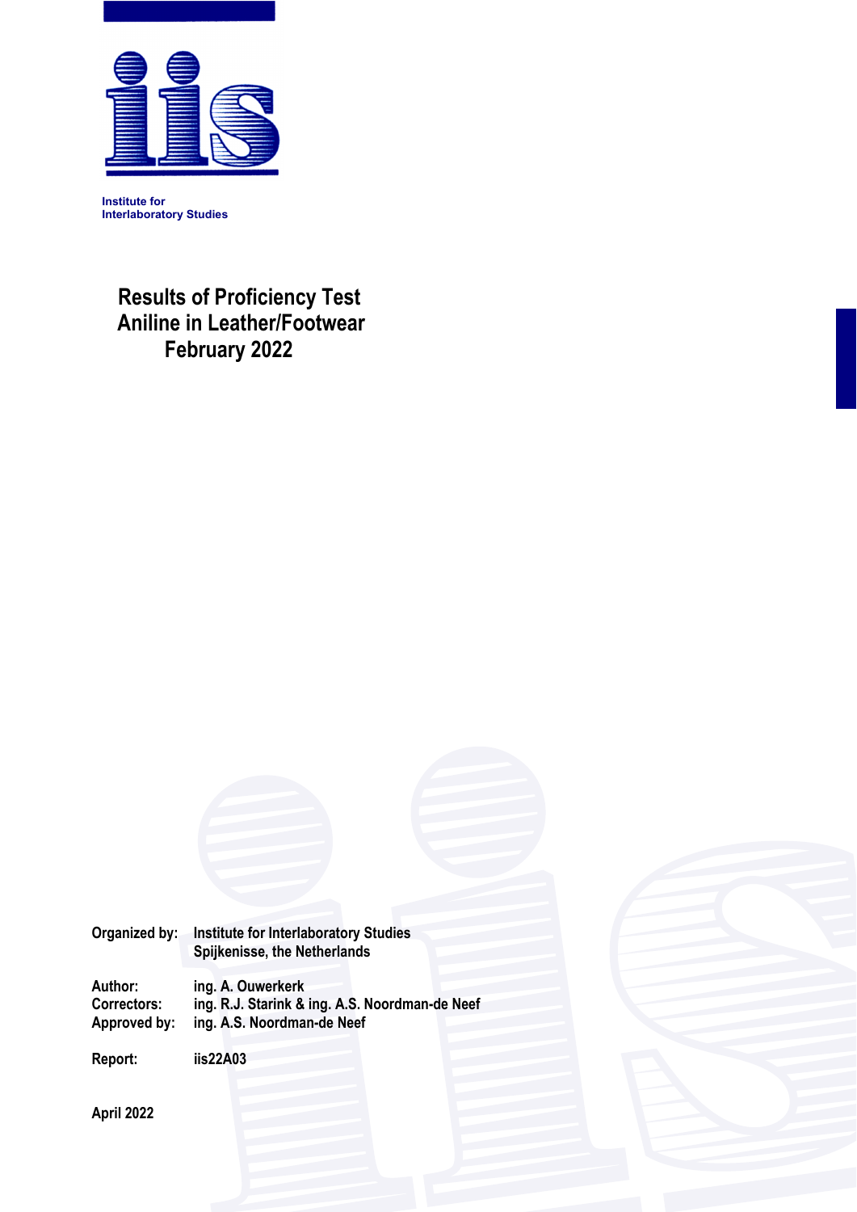Institute for
Interlaboratory Studies

# Results of Proficiency Test
# Aniline in Leather/Footwear
# February 2022

| | |
|---|---|
| Organized by: | Institute for Interlaboratory Studies<br>Spijkenisse, the Netherlands |
| Author: | ing. A. Ouwerkerk |
| Correctors: | ing. R.J. Starink & ing. A.S. Noordman-de Neef |
| Approved by: | ing. A.S. Noordman-de Neef |
| Report: | iis22A03 |

April 2022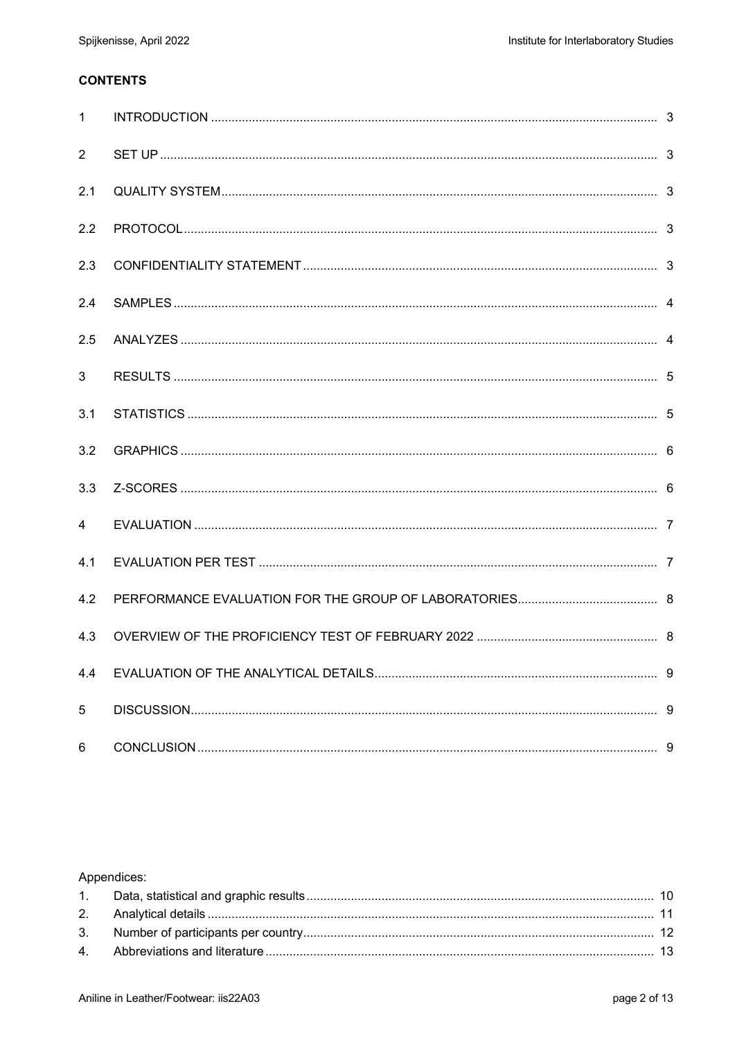**CONTENTS**

| | | |
|---|---|---|
| 1 | INTRODUCTION | 3 |
| 2 | SET UP | 3 |
| 2.1 | QUALITY SYSTEM | 3 |
| 2.2 | PROTOCOL | 3 |
| 2.3 | CONFIDENTIALITY STATEMENT | 3 |
| 2.4 | SAMPLES | 4 |
| 2.5 | ANALYZES | 4 |
| 3 | RESULTS | 5 |
| 3.1 | STATISTICS | 5 |
| 3.2 | GRAPHICS | 6 |
| 3.3 | Z-SCORES | 6 |
| 4 | EVALUATION | 7 |
| 4.1 | EVALUATION PER TEST | 7 |
| 4.2 | PERFORMANCE EVALUATION FOR THE GROUP OF LABORATORIES | 8 |
| 4.3 | OVERVIEW OF THE PROFICIENCY TEST OF FEBRUARY 2022 | 8 |
| 4.4 | EVALUATION OF THE ANALYTICAL DETAILS | 9 |
| 5 | DISCUSSION | 9 |
| 6 | CONCLUSION | 9 |

Appendices:

| | | |
|---|---|---|
| 1. | Data, statistical and graphic results | 10 |
| 2. | Analytical details | 11 |
| 3. | Number of participants per country | 12 |
| 4. | Abbreviations and literature | 13 |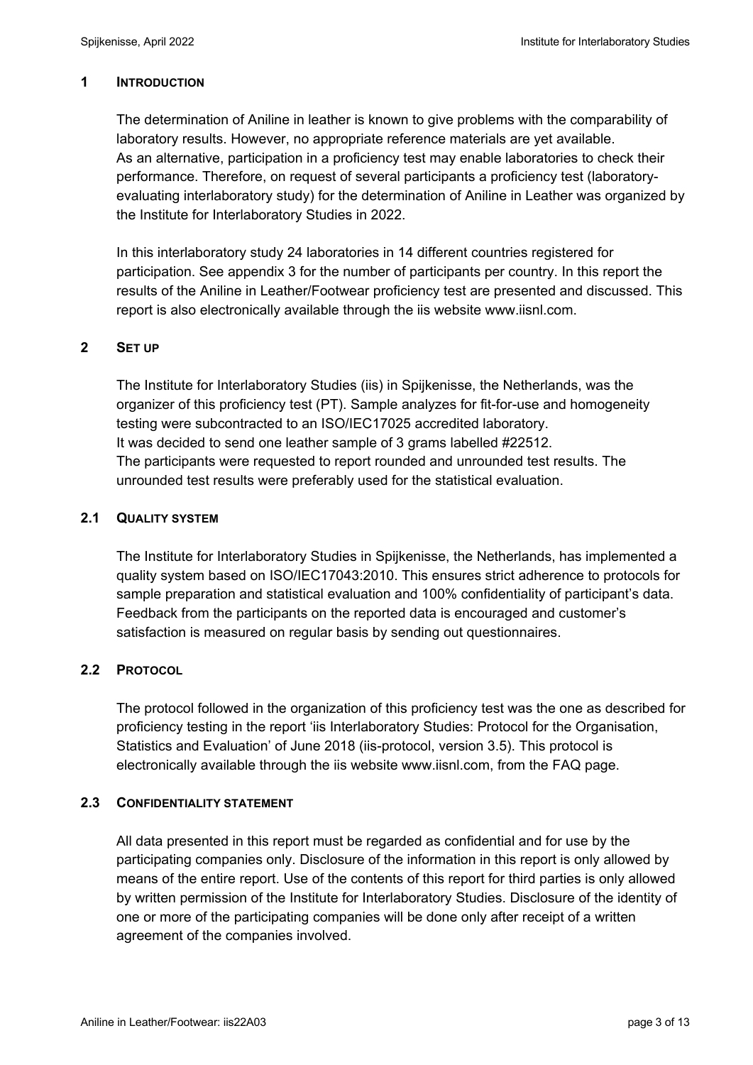## 1 INTRODUCTION

The determination of Aniline in leather is known to give problems with the comparability of laboratory results. However, no appropriate reference materials are yet available. As an alternative, participation in a proficiency test may enable laboratories to check their performance. Therefore, on request of several participants a proficiency test (laboratory-evaluating interlaboratory study) for the determination of Aniline in Leather was organized by the Institute for Interlaboratory Studies in 2022.

In this interlaboratory study 24 laboratories in 14 different countries registered for participation. See appendix 3 for the number of participants per country. In this report the results of the Aniline in Leather/Footwear proficiency test are presented and discussed. This report is also electronically available through the iis website www.iisnl.com.

## 2 SET UP

The Institute for Interlaboratory Studies (iis) in Spijkenisse, the Netherlands, was the organizer of this proficiency test (PT). Sample analyzes for fit-for-use and homogeneity testing were subcontracted to an ISO/IEC17025 accredited laboratory.
It was decided to send one leather sample of 3 grams labelled #22512.
The participants were requested to report rounded and unrounded test results. The unrounded test results were preferably used for the statistical evaluation.

### 2.1 QUALITY SYSTEM

The Institute for Interlaboratory Studies in Spijkenisse, the Netherlands, has implemented a quality system based on ISO/IEC17043:2010. This ensures strict adherence to protocols for sample preparation and statistical evaluation and 100% confidentiality of participant's data. Feedback from the participants on the reported data is encouraged and customer's satisfaction is measured on regular basis by sending out questionnaires.

### 2.2 PROTOCOL

The protocol followed in the organization of this proficiency test was the one as described for proficiency testing in the report 'iis Interlaboratory Studies: Protocol for the Organisation, Statistics and Evaluation' of June 2018 (iis-protocol, version 3.5). This protocol is electronically available through the iis website www.iisnl.com, from the FAQ page.

### 2.3 CONFIDENTIALITY STATEMENT

All data presented in this report must be regarded as confidential and for use by the participating companies only. Disclosure of the information in this report is only allowed by means of the entire report. Use of the contents of this report for third parties is only allowed by written permission of the Institute for Interlaboratory Studies. Disclosure of the identity of one or more of the participating companies will be done only after receipt of a written agreement of the companies involved.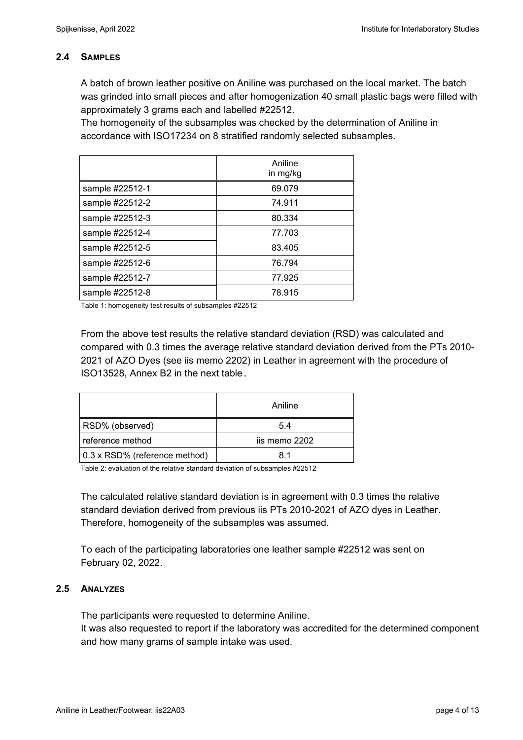### 2.4 SAMPLES

A batch of brown leather positive on Aniline was purchased on the local market. The batch was grinded into small pieces and after homogenization 40 small plastic bags were filled with approximately 3 grams each and labelled #22512.

The homogeneity of the subsamples was checked by the determination of Aniline in accordance with ISO17234 on 8 stratified randomly selected subsamples.

| | Aniline in mg/kg |
|---|---|
| sample #22512-1 | 69.079 |
| sample #22512-2 | 74.911 |
| sample #22512-3 | 80.334 |
| sample #22512-4 | 77.703 |
| sample #22512-5 | 83.405 |
| sample #22512-6 | 76.794 |
| sample #22512-7 | 77.925 |
| sample #22512-8 | 78.915 |

Table 1: homogeneity test results of subsamples #22512

From the above test results the relative standard deviation (RSD) was calculated and compared with 0.3 times the average relative standard deviation derived from the PTs 2010-2021 of AZO Dyes (see iis memo 2202) in Leather in agreement with the procedure of ISO13528, Annex B2 in the next table.

| | Aniline |
|---|---|
| RSD% (observed) | 5.4 |
| reference method | iis memo 2202 |
| 0.3 x RSD% (reference method) | 8.1 |

Table 2: evaluation of the relative standard deviation of subsamples #22512

The calculated relative standard deviation is in agreement with 0.3 times the relative standard deviation derived from previous iis PTs 2010-2021 of AZO dyes in Leather. Therefore, homogeneity of the subsamples was assumed.

To each of the participating laboratories one leather sample #22512 was sent on February 02, 2022.

### 2.5 ANALYZES

The participants were requested to determine Aniline.
It was also requested to report if the laboratory was accredited for the determined component and how many grams of sample intake was used.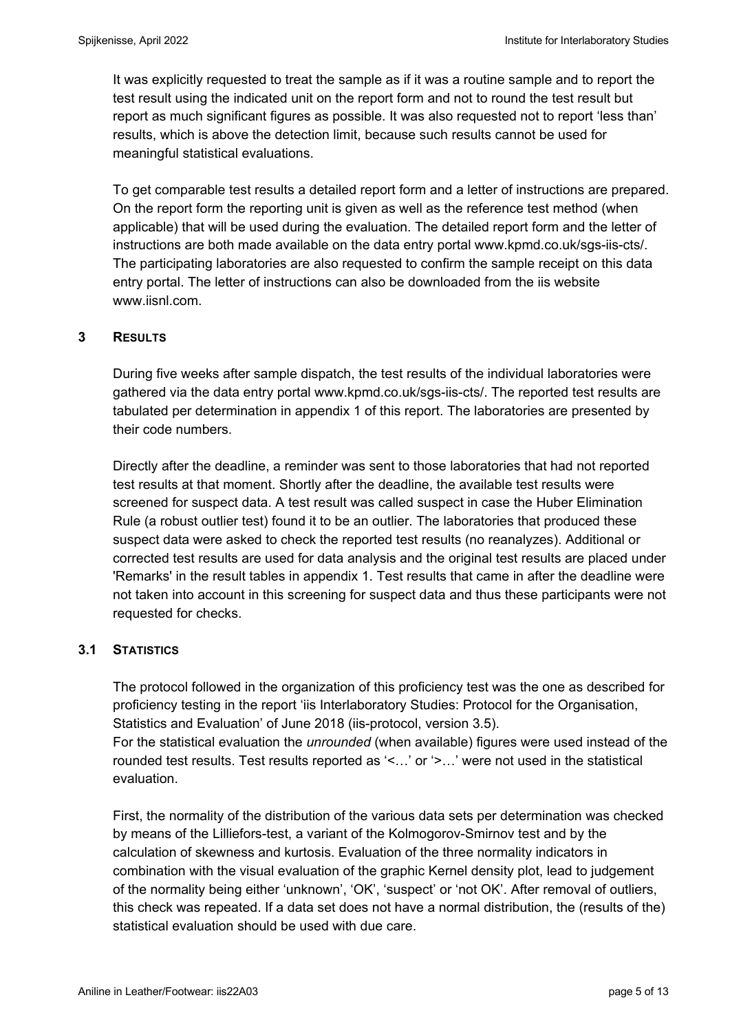It was explicitly requested to treat the sample as if it was a routine sample and to report the test result using the indicated unit on the report form and not to round the test result but report as much significant figures as possible. It was also requested not to report 'less than' results, which is above the detection limit, because such results cannot be used for meaningful statistical evaluations.

To get comparable test results a detailed report form and a letter of instructions are prepared. On the report form the reporting unit is given as well as the reference test method (when applicable) that will be used during the evaluation. The detailed report form and the letter of instructions are both made available on the data entry portal www.kpmd.co.uk/sgs-iis-cts/. The participating laboratories are also requested to confirm the sample receipt on this data entry portal. The letter of instructions can also be downloaded from the iis website www.iisnl.com.

## 3 RESULTS

During five weeks after sample dispatch, the test results of the individual laboratories were gathered via the data entry portal www.kpmd.co.uk/sgs-iis-cts/. The reported test results are tabulated per determination in appendix 1 of this report. The laboratories are presented by their code numbers.

Directly after the deadline, a reminder was sent to those laboratories that had not reported test results at that moment. Shortly after the deadline, the available test results were screened for suspect data. A test result was called suspect in case the Huber Elimination Rule (a robust outlier test) found it to be an outlier. The laboratories that produced these suspect data were asked to check the reported test results (no reanalyzes). Additional or corrected test results are used for data analysis and the original test results are placed under 'Remarks' in the result tables in appendix 1. Test results that came in after the deadline were not taken into account in this screening for suspect data and thus these participants were not requested for checks.

### 3.1 STATISTICS

The protocol followed in the organization of this proficiency test was the one as described for proficiency testing in the report 'iis Interlaboratory Studies: Protocol for the Organisation, Statistics and Evaluation' of June 2018 (iis-protocol, version 3.5).
For the statistical evaluation the *unrounded* (when available) figures were used instead of the rounded test results. Test results reported as '<…' or '>…' were not used in the statistical evaluation.

First, the normality of the distribution of the various data sets per determination was checked by means of the Lilliefors-test, a variant of the Kolmogorov-Smirnov test and by the calculation of skewness and kurtosis. Evaluation of the three normality indicators in combination with the visual evaluation of the graphic Kernel density plot, lead to judgement of the normality being either 'unknown', 'OK', 'suspect' or 'not OK'. After removal of outliers, this check was repeated. If a data set does not have a normal distribution, the (results of the) statistical evaluation should be used with due care.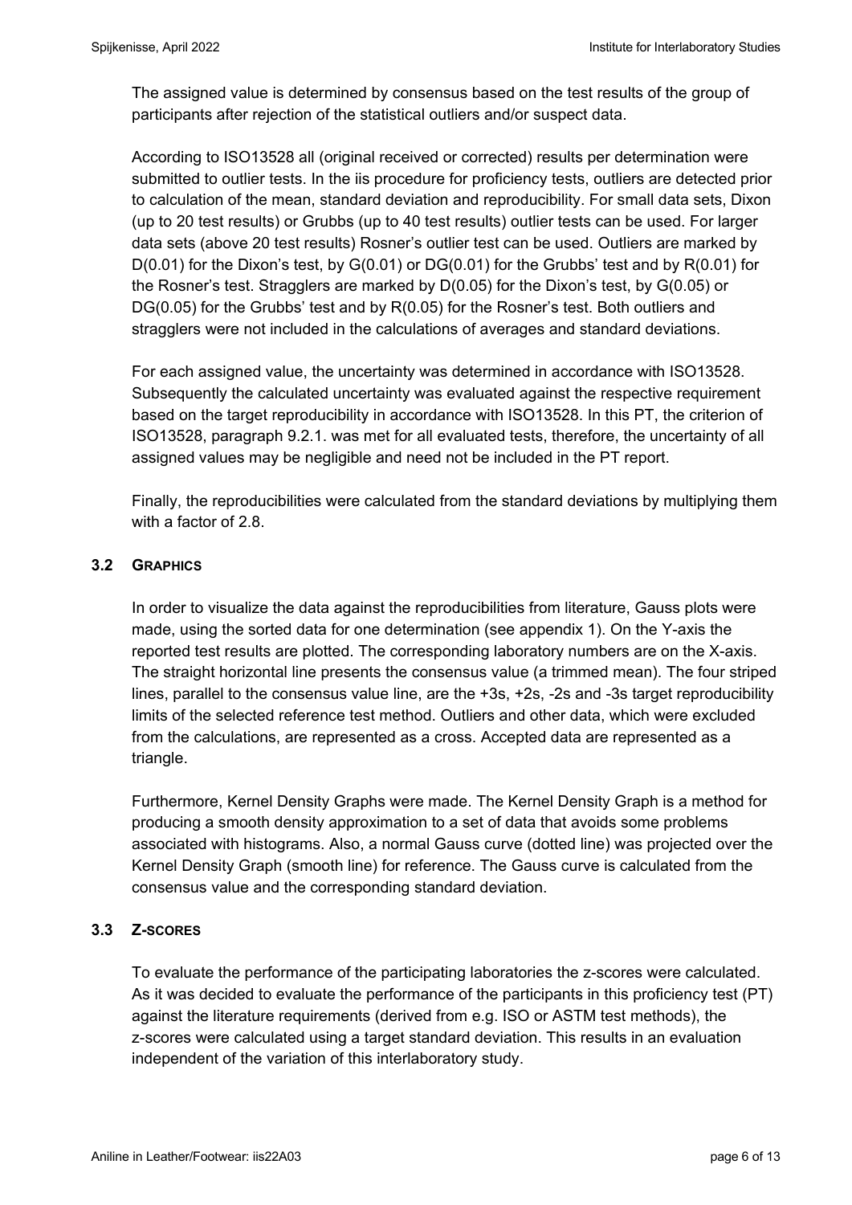The assigned value is determined by consensus based on the test results of the group of participants after rejection of the statistical outliers and/or suspect data.

According to ISO13528 all (original received or corrected) results per determination were submitted to outlier tests. In the iis procedure for proficiency tests, outliers are detected prior to calculation of the mean, standard deviation and reproducibility. For small data sets, Dixon (up to 20 test results) or Grubbs (up to 40 test results) outlier tests can be used. For larger data sets (above 20 test results) Rosner's outlier test can be used. Outliers are marked by D(0.01) for the Dixon's test, by G(0.01) or DG(0.01) for the Grubbs' test and by R(0.01) for the Rosner's test. Stragglers are marked by D(0.05) for the Dixon's test, by G(0.05) or DG(0.05) for the Grubbs' test and by R(0.05) for the Rosner's test. Both outliers and stragglers were not included in the calculations of averages and standard deviations.

For each assigned value, the uncertainty was determined in accordance with ISO13528. Subsequently the calculated uncertainty was evaluated against the respective requirement based on the target reproducibility in accordance with ISO13528. In this PT, the criterion of ISO13528, paragraph 9.2.1. was met for all evaluated tests, therefore, the uncertainty of all assigned values may be negligible and need not be included in the PT report.

Finally, the reproducibilities were calculated from the standard deviations by multiplying them with a factor of 2.8.

### 3.2 GRAPHICS

In order to visualize the data against the reproducibilities from literature, Gauss plots were made, using the sorted data for one determination (see appendix 1). On the Y-axis the reported test results are plotted. The corresponding laboratory numbers are on the X-axis. The straight horizontal line presents the consensus value (a trimmed mean). The four striped lines, parallel to the consensus value line, are the +3s, +2s, -2s and -3s target reproducibility limits of the selected reference test method. Outliers and other data, which were excluded from the calculations, are represented as a cross. Accepted data are represented as a triangle.

Furthermore, Kernel Density Graphs were made. The Kernel Density Graph is a method for producing a smooth density approximation to a set of data that avoids some problems associated with histograms. Also, a normal Gauss curve (dotted line) was projected over the Kernel Density Graph (smooth line) for reference. The Gauss curve is calculated from the consensus value and the corresponding standard deviation.

### 3.3 Z-SCORES

To evaluate the performance of the participating laboratories the z-scores were calculated. As it was decided to evaluate the performance of the participants in this proficiency test (PT) against the literature requirements (derived from e.g. ISO or ASTM test methods), the z-scores were calculated using a target standard deviation. This results in an evaluation independent of the variation of this interlaboratory study.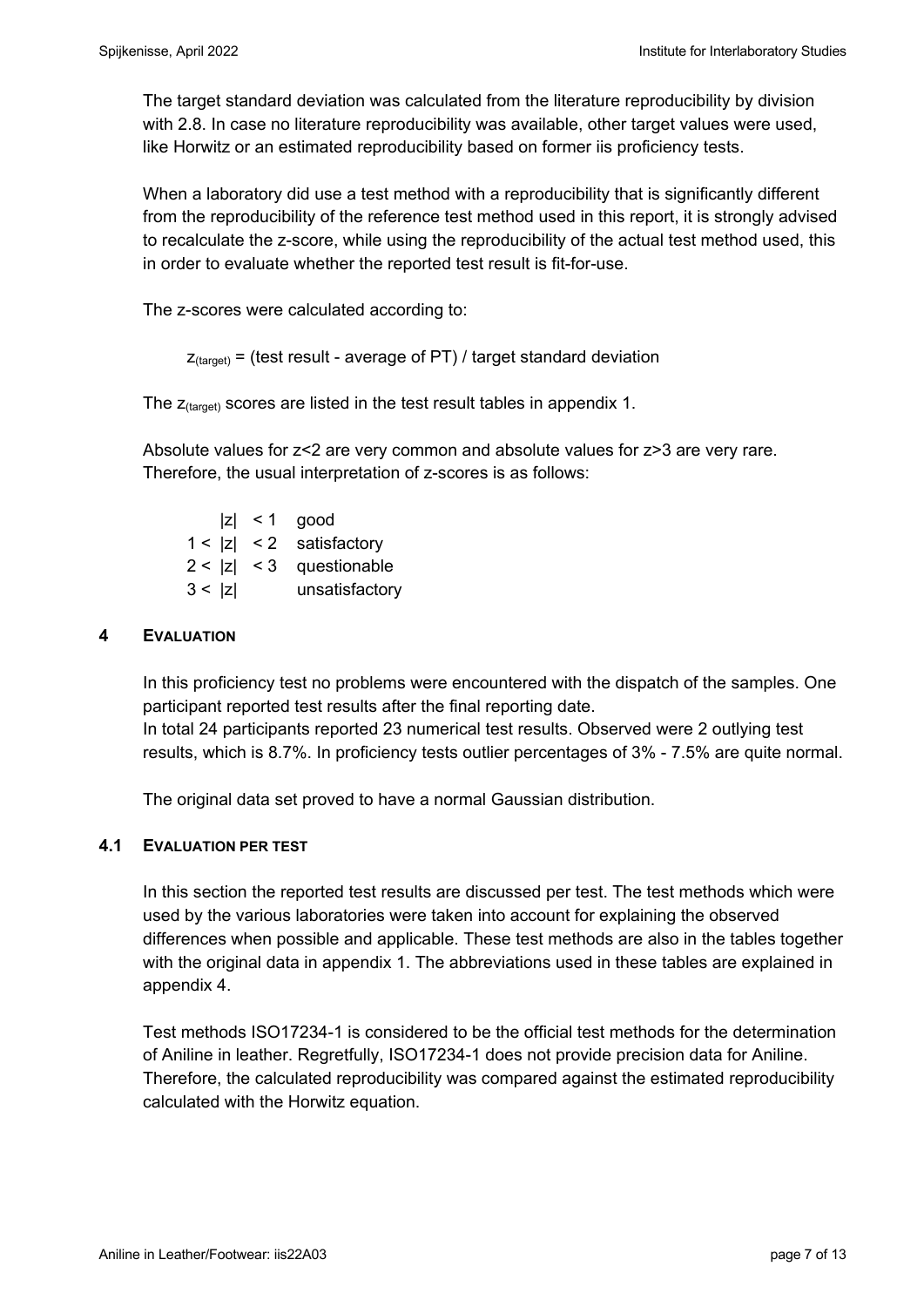The target standard deviation was calculated from the literature reproducibility by division with 2.8. In case no literature reproducibility was available, other target values were used, like Horwitz or an estimated reproducibility based on former iis proficiency tests.

When a laboratory did use a test method with a reproducibility that is significantly different from the reproducibility of the reference test method used in this report, it is strongly advised to recalculate the z-score, while using the reproducibility of the actual test method used, this in order to evaluate whether the reported test result is fit-for-use.

The z-scores were calculated according to:

$z_{(target)}$ = (test result - average of PT) / target standard deviation

The $z_{(target)}$ scores are listed in the test result tables in appendix 1.

Absolute values for z<2 are very common and absolute values for z>3 are very rare. Therefore, the usual interpretation of z-scores is as follows:

| | |
|---|---|
| $\|z\| < 1$ | good |
| $1 < \|z\| < 2$ | satisfactory |
| $2 < \|z\| < 3$ | questionable |
| $3 < \|z\|$ | unsatisfactory |

## 4 EVALUATION

In this proficiency test no problems were encountered with the dispatch of the samples. One participant reported test results after the final reporting date.
In total 24 participants reported 23 numerical test results. Observed were 2 outlying test results, which is 8.7%. In proficiency tests outlier percentages of 3% - 7.5% are quite normal.

The original data set proved to have a normal Gaussian distribution.

### 4.1 EVALUATION PER TEST

In this section the reported test results are discussed per test. The test methods which were used by the various laboratories were taken into account for explaining the observed differences when possible and applicable. These test methods are also in the tables together with the original data in appendix 1. The abbreviations used in these tables are explained in appendix 4.

Test methods ISO17234-1 is considered to be the official test methods for the determination of Aniline in leather. Regretfully, ISO17234-1 does not provide precision data for Aniline. Therefore, the calculated reproducibility was compared against the estimated reproducibility calculated with the Horwitz equation.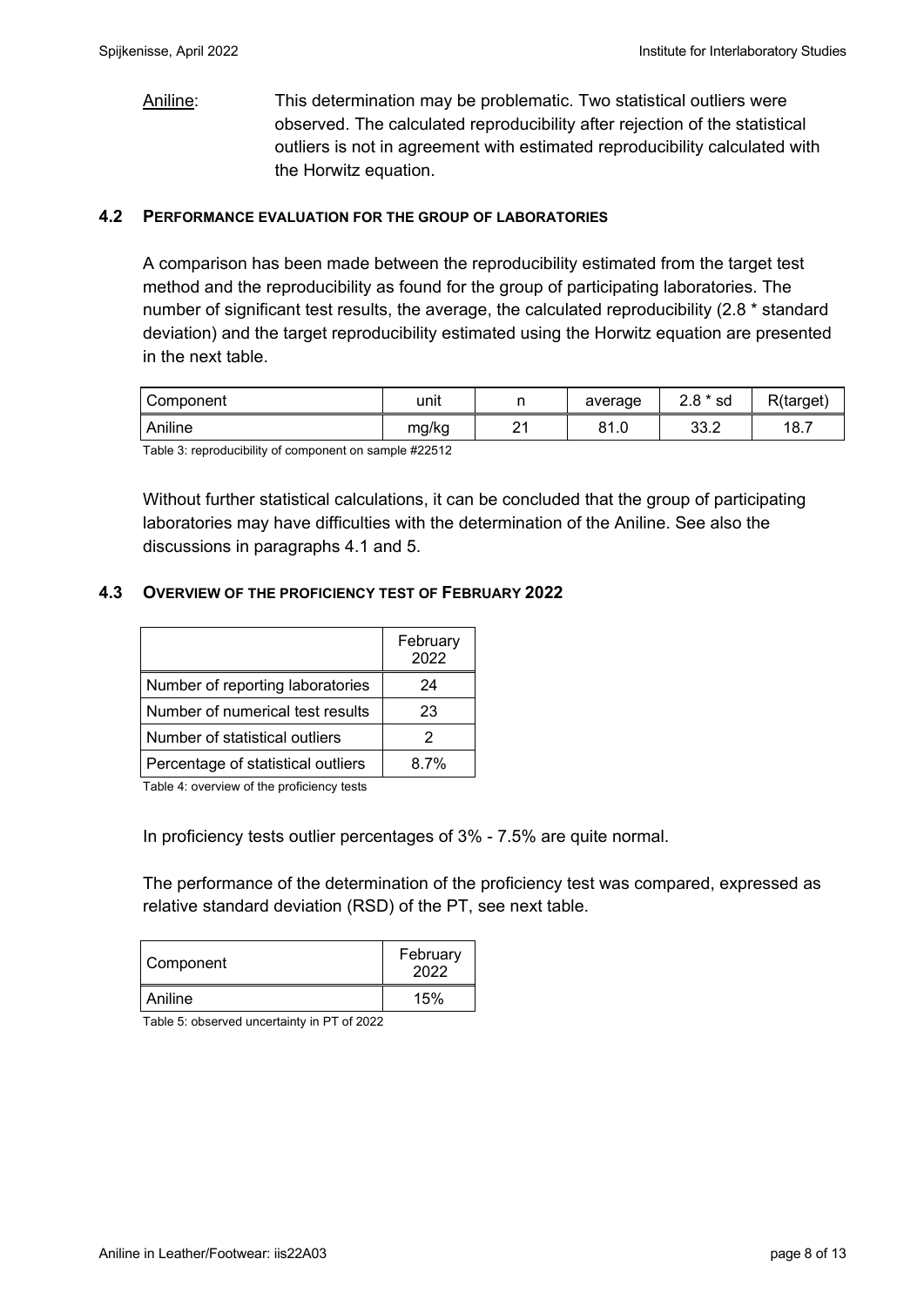Aniline: This determination may be problematic. Two statistical outliers were observed. The calculated reproducibility after rejection of the statistical outliers is not in agreement with estimated reproducibility calculated with the Horwitz equation.

### 4.2 PERFORMANCE EVALUATION FOR THE GROUP OF LABORATORIES

A comparison has been made between the reproducibility estimated from the target test method and the reproducibility as found for the group of participating laboratories. The number of significant test results, the average, the calculated reproducibility (2.8 * standard deviation) and the target reproducibility estimated using the Horwitz equation are presented in the next table.

| Component | unit | n | average | 2.8 * sd | R(target) |
| --- | --- | --- | --- | --- | --- |
| Aniline | mg/kg | 21 | 81.0 | 33.2 | 18.7 |

Table 3: reproducibility of component on sample #22512

Without further statistical calculations, it can be concluded that the group of participating laboratories may have difficulties with the determination of the Aniline. See also the discussions in paragraphs 4.1 and 5.

### 4.3 OVERVIEW OF THE PROFICIENCY TEST OF FEBRUARY 2022

| | February 2022 |
| --- | --- |
| Number of reporting laboratories | 24 |
| Number of numerical test results | 23 |
| Number of statistical outliers | 2 |
| Percentage of statistical outliers | 8.7% |

Table 4: overview of the proficiency tests

In proficiency tests outlier percentages of 3% - 7.5% are quite normal.

The performance of the determination of the proficiency test was compared, expressed as relative standard deviation (RSD) of the PT, see next table.

| Component | February 2022 |
| --- | --- |
| Aniline | 15% |

Table 5: observed uncertainty in PT of 2022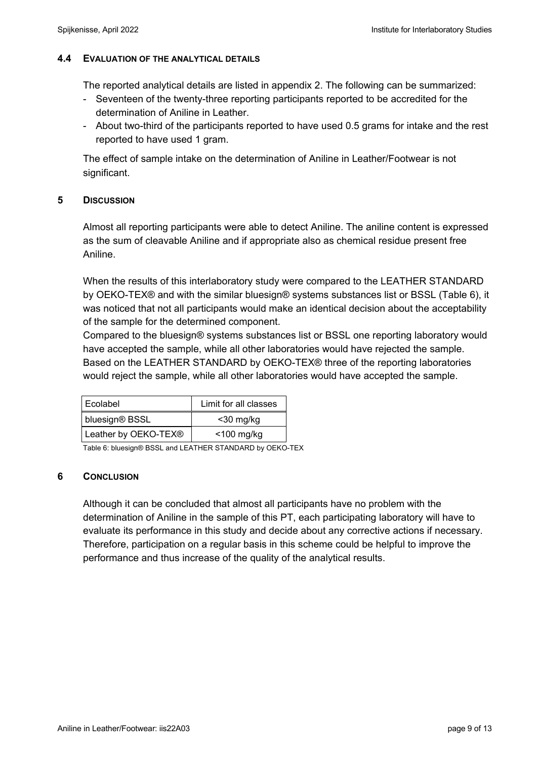### 4.4 EVALUATION OF THE ANALYTICAL DETAILS

The reported analytical details are listed in appendix 2. The following can be summarized:

- Seventeen of the twenty-three reporting participants reported to be accredited for the determination of Aniline in Leather.
- About two-third of the participants reported to have used 0.5 grams for intake and the rest reported to have used 1 gram.

The effect of sample intake on the determination of Aniline in Leather/Footwear is not significant.

## 5 DISCUSSION

Almost all reporting participants were able to detect Aniline. The aniline content is expressed as the sum of cleavable Aniline and if appropriate also as chemical residue present free Aniline.

When the results of this interlaboratory study were compared to the LEATHER STANDARD by OEKO-TEX® and with the similar bluesign® systems substances list or BSSL (Table 6), it was noticed that not all participants would make an identical decision about the acceptability of the sample for the determined component.

Compared to the bluesign® systems substances list or BSSL one reporting laboratory would have accepted the sample, while all other laboratories would have rejected the sample. Based on the LEATHER STANDARD by OEKO-TEX® three of the reporting laboratories would reject the sample, while all other laboratories would have accepted the sample.

| Ecolabel | Limit for all classes |
|---|---|
| bluesign® BSSL | <30 mg/kg |
| Leather by OEKO-TEX® | <100 mg/kg |

Table 6: bluesign® BSSL and LEATHER STANDARD by OEKO-TEX

## 6 CONCLUSION

Although it can be concluded that almost all participants have no problem with the determination of Aniline in the sample of this PT, each participating laboratory will have to evaluate its performance in this study and decide about any corrective actions if necessary. Therefore, participation on a regular basis in this scheme could be helpful to improve the performance and thus increase of the quality of the analytical results.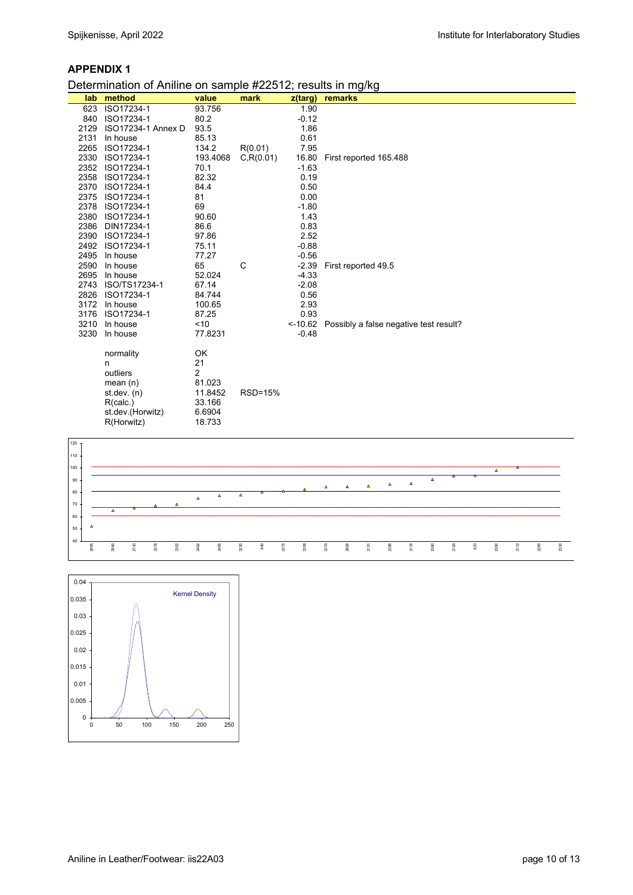## APPENDIX 1

Determination of Aniline on sample #22512; results in mg/kg

| lab | method | value | mark | z(targ) | remarks |
|---|---|---|---|---|---|
| 623 | ISO17234-1 | 93.756 | | 1.90 | |
| 840 | ISO17234-1 | 80.2 | | -0.12 | |
| 2129 | ISO17234-1 Annex D | 93.5 | | 1.86 | |
| 2131 | In house | 85.13 | | 0.61 | |
| 2265 | ISO17234-1 | 134.2 | R(0.01) | 7.95 | |
| 2330 | ISO17234-1 | 193.4068 | C,R(0.01) | 16.80 | First reported 165.488 |
| 2352 | ISO17234-1 | 70.1 | | -1.63 | |
| 2358 | ISO17234-1 | 82.32 | | 0.19 | |
| 2370 | ISO17234-1 | 84.4 | | 0.50 | |
| 2375 | ISO17234-1 | 81 | | 0.00 | |
| 2378 | ISO17234-1 | 69 | | -1.80 | |
| 2380 | ISO17234-1 | 90.60 | | 1.43 | |
| 2386 | DIN17234-1 | 86.6 | | 0.83 | |
| 2390 | ISO17234-1 | 97.86 | | 2.52 | |
| 2492 | ISO17234-1 | 75.11 | | -0.88 | |
| 2495 | In house | 77.27 | | -0.56 | |
| 2590 | In house | 65 | C | -2.39 | First reported 49.5 |
| 2695 | In house | 52.024 | | -4.33 | |
| 2743 | ISO/TS17234-1 | 67.14 | | -2.08 | |
| 2826 | ISO17234-1 | 84.744 | | 0.56 | |
| 3172 | In house | 100.65 | | 2.93 | |
| 3176 | ISO17234-1 | 87.25 | | 0.93 | |
| 3210 | In house | <10 | | <-10.62 | Possibly a false negative test result? |
| 3230 | In house | 77.8231 | | -0.48 | |
| | | | | | |
| | normality | OK | | | |
| | n | 21 | | | |
| | outliers | 2 | | | |
| | mean (n) | 81.023 | | | |
| | st.dev. (n) | 11.8452 | RSD=15% | | |
| | R(calc.) | 33.166 | | | |
| | st.dev.(Horwitz) | 6.6904 | | | |
| | R(Horwitz) | 18.733 | | | |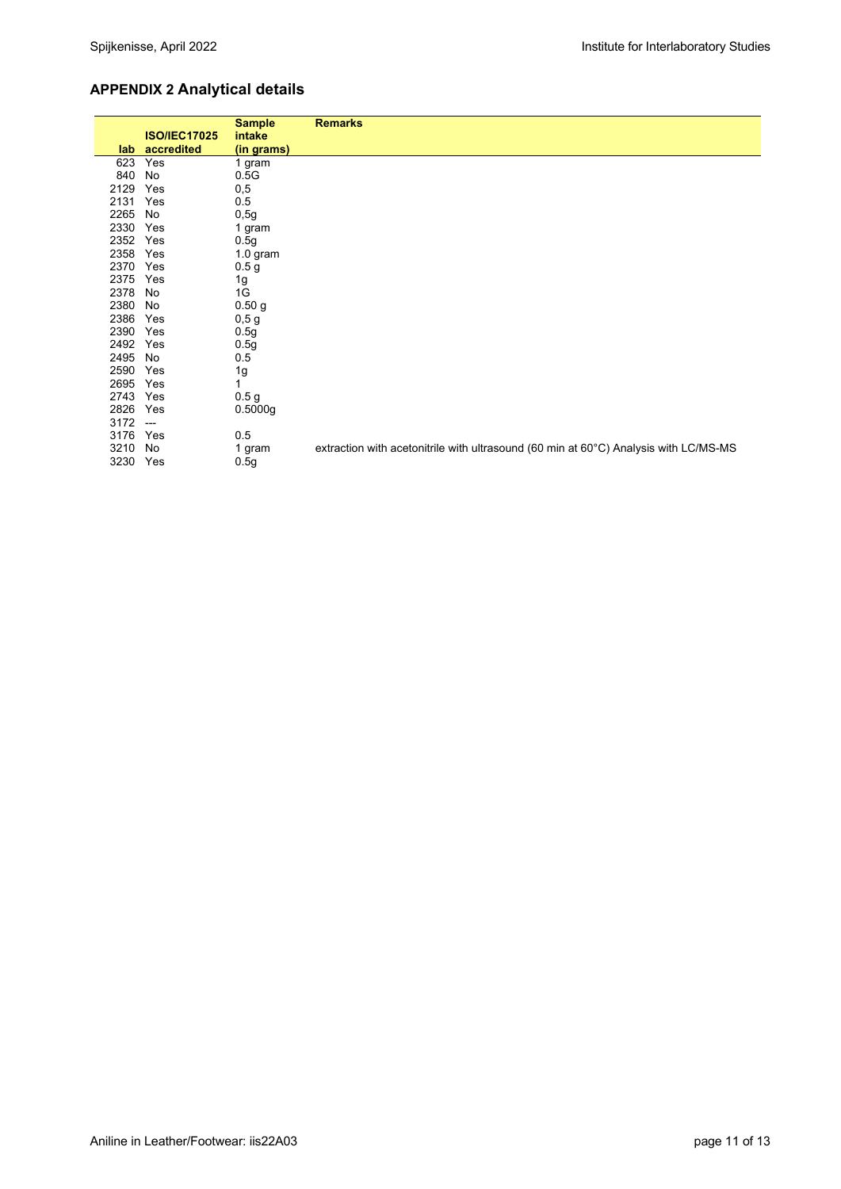## APPENDIX 2 Analytical details

| lab | ISO/IEC17025 accredited | Sample intake (in grams) | Remarks |
|---|---|---|---|
| 623 | Yes | 1 gram | |
| 840 | No | 0.5G | |
| 2129 | Yes | 0,5 | |
| 2131 | Yes | 0.5 | |
| 2265 | No | 0,5g | |
| 2330 | Yes | 1 gram | |
| 2352 | Yes | 0.5g | |
| 2358 | Yes | 1.0 gram | |
| 2370 | Yes | 0.5 g | |
| 2375 | Yes | 1g | |
| 2378 | No | 1G | |
| 2380 | No | 0.50 g | |
| 2386 | Yes | 0,5 g | |
| 2390 | Yes | 0.5g | |
| 2492 | Yes | 0.5g | |
| 2495 | No | 0.5 | |
| 2590 | Yes | 1g | |
| 2695 | Yes | 1 | |
| 2743 | Yes | 0.5 g | |
| 2826 | Yes | 0.5000g | |
| 3172 | --- | | |
| 3176 | Yes | 0.5 | |
| 3210 | No | 1 gram | extraction with acetonitrile with ultrasound (60 min at 60°C) Analysis with LC/MS-MS |
| 3230 | Yes | 0.5g | |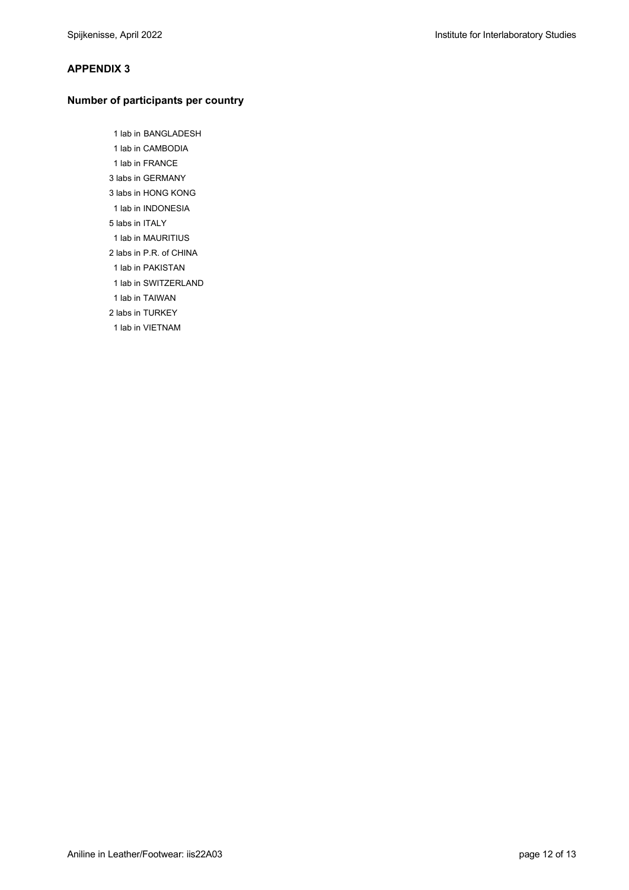## APPENDIX 3

### Number of participants per country

1 lab in BANGLADESH
1 lab in CAMBODIA
1 lab in FRANCE
3 labs in GERMANY
3 labs in HONG KONG
1 lab in INDONESIA
5 labs in ITALY
1 lab in MAURITIUS
2 labs in P.R. of CHINA
1 lab in PAKISTAN
1 lab in SWITZERLAND
1 lab in TAIWAN
2 labs in TURKEY
1 lab in VIETNAM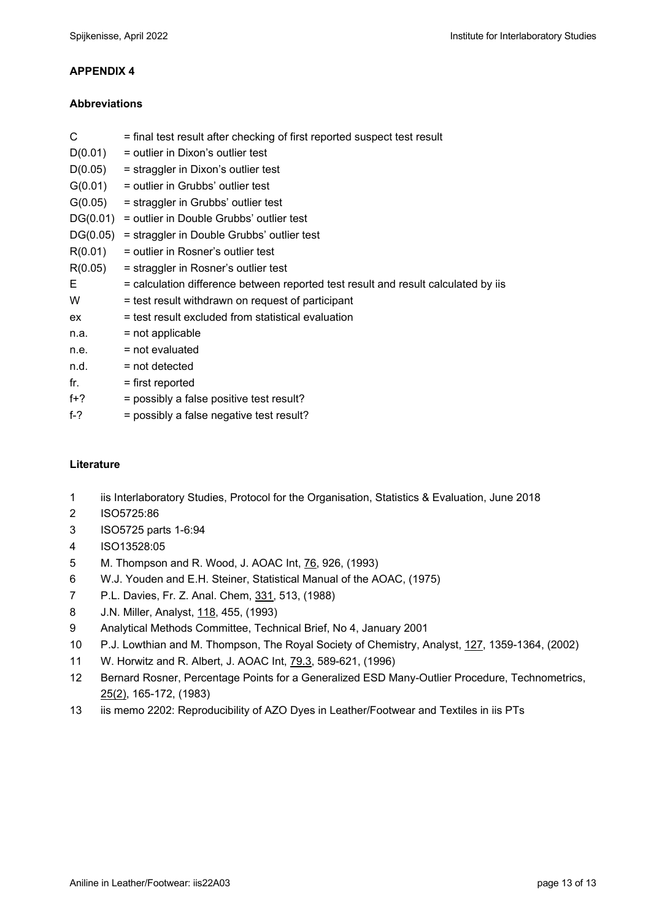## APPENDIX 4

### Abbreviations

| | |
|---|---|
| C | = final test result after checking of first reported suspect test result |
| D(0.01) | = outlier in Dixon's outlier test |
| D(0.05) | = straggler in Dixon's outlier test |
| G(0.01) | = outlier in Grubbs' outlier test |
| G(0.05) | = straggler in Grubbs' outlier test |
| DG(0.01) | = outlier in Double Grubbs' outlier test |
| DG(0.05) | = straggler in Double Grubbs' outlier test |
| R(0.01) | = outlier in Rosner's outlier test |
| R(0.05) | = straggler in Rosner's outlier test |
| E | = calculation difference between reported test result and result calculated by iis |
| W | = test result withdrawn on request of participant |
| ex | = test result excluded from statistical evaluation |
| n.a. | = not applicable |
| n.e. | = not evaluated |
| n.d. | = not detected |
| fr. | = first reported |
| f+? | = possibly a false positive test result? |
| f-? | = possibly a false negative test result? |

### Literature

1. iis Interlaboratory Studies, Protocol for the Organisation, Statistics & Evaluation, June 2018
2. ISO5725:86
3. ISO5725 parts 1-6:94
4. ISO13528:05
5. M. Thompson and R. Wood, J. AOAC Int, 76, 926, (1993)
6. W.J. Youden and E.H. Steiner, Statistical Manual of the AOAC, (1975)
7. P.L. Davies, Fr. Z. Anal. Chem, 331, 513, (1988)
8. J.N. Miller, Analyst, 118, 455, (1993)
9. Analytical Methods Committee, Technical Brief, No 4, January 2001
10. P.J. Lowthian and M. Thompson, The Royal Society of Chemistry, Analyst, 127, 1359-1364, (2002)
11. W. Horwitz and R. Albert, J. AOAC Int, 79.3, 589-621, (1996)
12. Bernard Rosner, Percentage Points for a Generalized ESD Many-Outlier Procedure, Technometrics, 25(2), 165-172, (1983)
13. iis memo 2202: Reproducibility of AZO Dyes in Leather/Footwear and Textiles in iis PTs